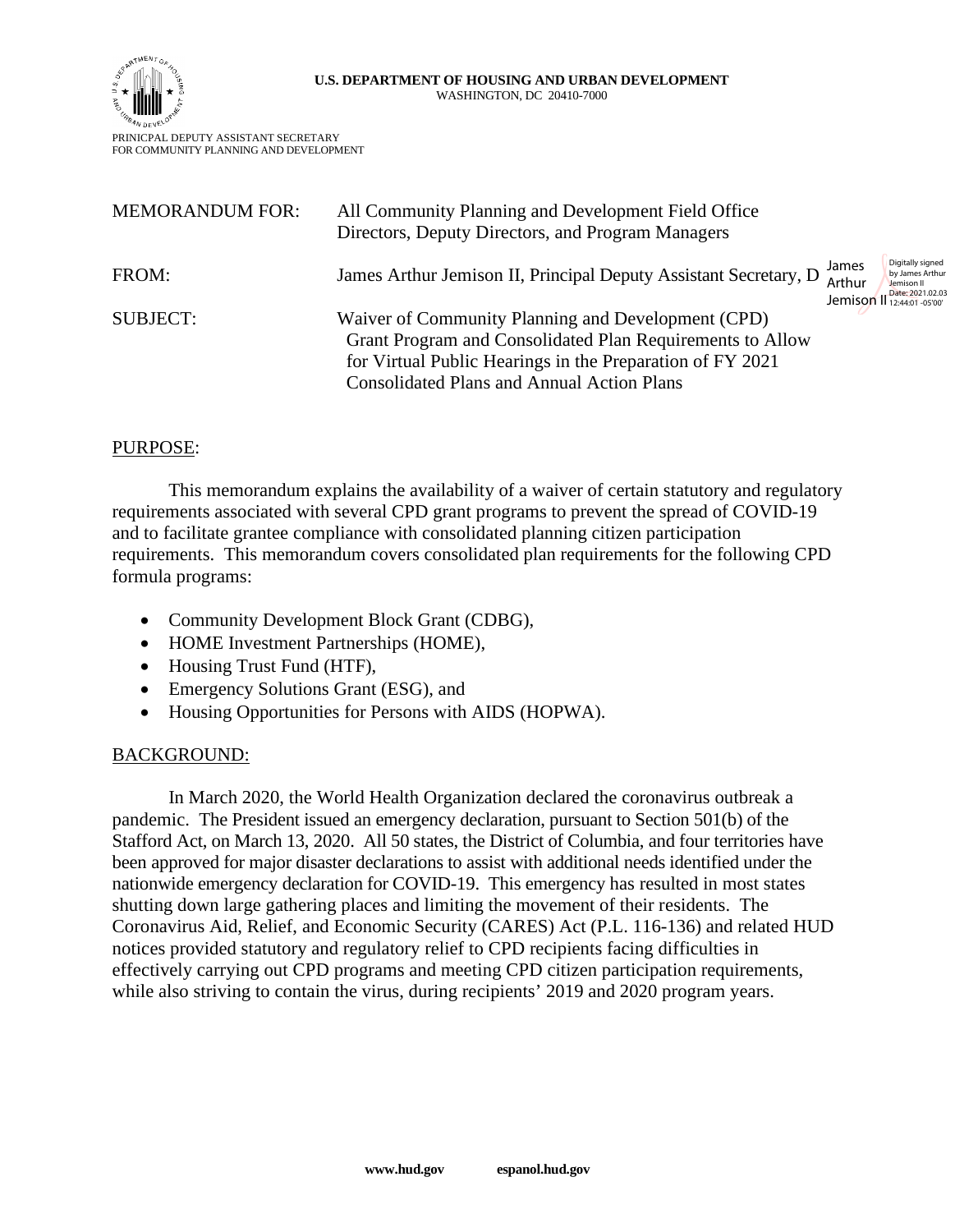**U.S. DEPARTMENT OF HOUSING AND URBAN DEVELOPMENT**
WASHINGTON, DC 20410-7000

PRINICPAL DEPUTY ASSISTANT SECRETARY
FOR COMMUNITY PLANNING AND DEVELOPMENT

| | |
|---|---|
| MEMORANDUM FOR: | All Community Planning and Development Field Office Directors, Deputy Directors, and Program Managers |
| FROM: | James Arthur Jemison II, Principal Deputy Assistant Secretary, D |
| SUBJECT: | Waiver of Community Planning and Development (CPD) Grant Program and Consolidated Plan Requirements to Allow for Virtual Public Hearings in the Preparation of FY 2021 Consolidated Plans and Annual Action Plans |

James Arthur Jemison II
Digitally signed by James Arthur Jemison II
Date: 2021.02.03 12:44:01 -05'00'

## PURPOSE:

This memorandum explains the availability of a waiver of certain statutory and regulatory requirements associated with several CPD grant programs to prevent the spread of COVID-19 and to facilitate grantee compliance with consolidated planning citizen participation requirements. This memorandum covers consolidated plan requirements for the following CPD formula programs:

- Community Development Block Grant (CDBG),
- HOME Investment Partnerships (HOME),
- Housing Trust Fund (HTF),
- Emergency Solutions Grant (ESG), and
- Housing Opportunities for Persons with AIDS (HOPWA).

## BACKGROUND:

In March 2020, the World Health Organization declared the coronavirus outbreak a pandemic. The President issued an emergency declaration, pursuant to Section 501(b) of the Stafford Act, on March 13, 2020. All 50 states, the District of Columbia, and four territories have been approved for major disaster declarations to assist with additional needs identified under the nationwide emergency declaration for COVID-19. This emergency has resulted in most states shutting down large gathering places and limiting the movement of their residents. The Coronavirus Aid, Relief, and Economic Security (CARES) Act (P.L. 116-136) and related HUD notices provided statutory and regulatory relief to CPD recipients facing difficulties in effectively carrying out CPD programs and meeting CPD citizen participation requirements, while also striving to contain the virus, during recipients' 2019 and 2020 program years.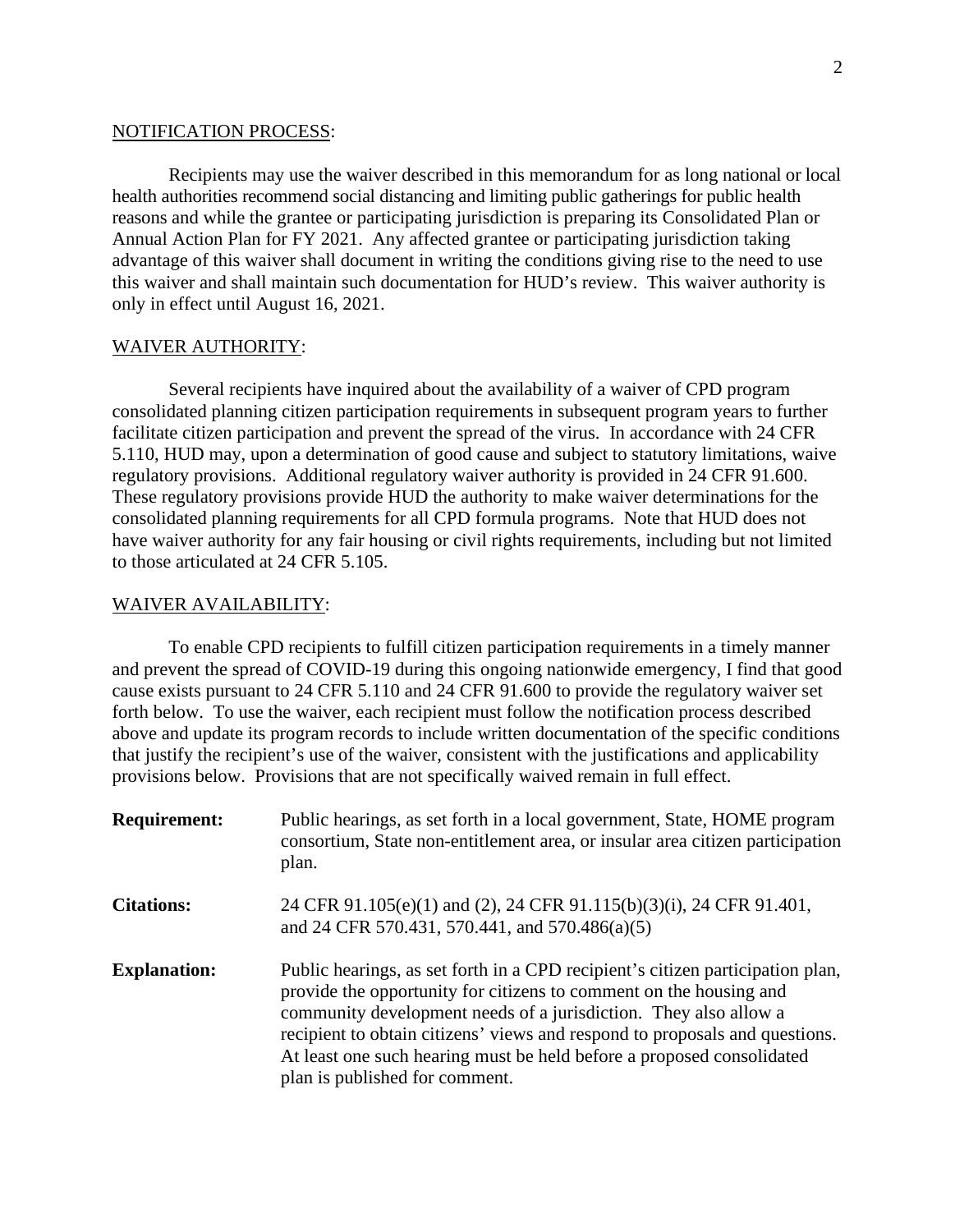## NOTIFICATION PROCESS:

Recipients may use the waiver described in this memorandum for as long national or local health authorities recommend social distancing and limiting public gatherings for public health reasons and while the grantee or participating jurisdiction is preparing its Consolidated Plan or Annual Action Plan for FY 2021. Any affected grantee or participating jurisdiction taking advantage of this waiver shall document in writing the conditions giving rise to the need to use this waiver and shall maintain such documentation for HUD's review. This waiver authority is only in effect until August 16, 2021.

## WAIVER AUTHORITY:

Several recipients have inquired about the availability of a waiver of CPD program consolidated planning citizen participation requirements in subsequent program years to further facilitate citizen participation and prevent the spread of the virus. In accordance with 24 CFR 5.110, HUD may, upon a determination of good cause and subject to statutory limitations, waive regulatory provisions. Additional regulatory waiver authority is provided in 24 CFR 91.600. These regulatory provisions provide HUD the authority to make waiver determinations for the consolidated planning requirements for all CPD formula programs. Note that HUD does not have waiver authority for any fair housing or civil rights requirements, including but not limited to those articulated at 24 CFR 5.105.

## WAIVER AVAILABILITY:

To enable CPD recipients to fulfill citizen participation requirements in a timely manner and prevent the spread of COVID-19 during this ongoing nationwide emergency, I find that good cause exists pursuant to 24 CFR 5.110 and 24 CFR 91.600 to provide the regulatory waiver set forth below. To use the waiver, each recipient must follow the notification process described above and update its program records to include written documentation of the specific conditions that justify the recipient's use of the waiver, consistent with the justifications and applicability provisions below. Provisions that are not specifically waived remain in full effect.

**Requirement:** Public hearings, as set forth in a local government, State, HOME program consortium, State non-entitlement area, or insular area citizen participation plan.

**Citations:** 24 CFR 91.105(e)(1) and (2), 24 CFR 91.115(b)(3)(i), 24 CFR 91.401, and 24 CFR 570.431, 570.441, and 570.486(a)(5)

**Explanation:** Public hearings, as set forth in a CPD recipient's citizen participation plan, provide the opportunity for citizens to comment on the housing and community development needs of a jurisdiction. They also allow a recipient to obtain citizens' views and respond to proposals and questions. At least one such hearing must be held before a proposed consolidated plan is published for comment.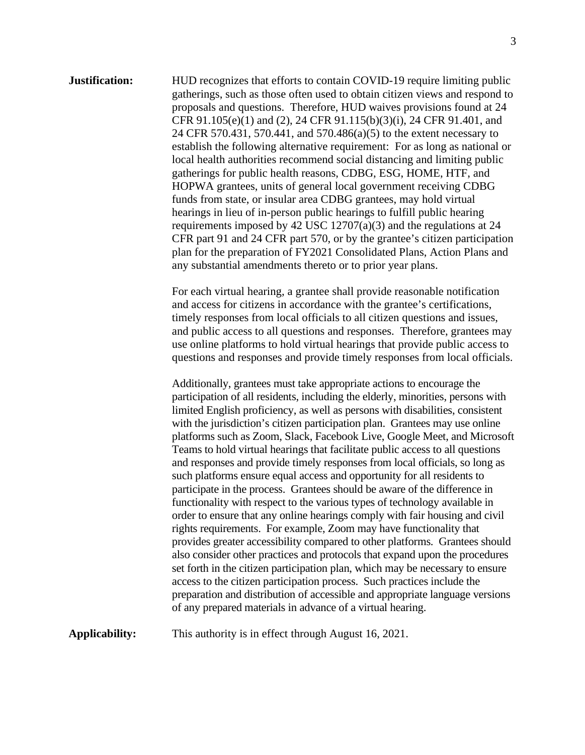**Justification:** HUD recognizes that efforts to contain COVID-19 require limiting public gatherings, such as those often used to obtain citizen views and respond to proposals and questions. Therefore, HUD waives provisions found at 24 CFR 91.105(e)(1) and (2), 24 CFR 91.115(b)(3)(i), 24 CFR 91.401, and 24 CFR 570.431, 570.441, and 570.486(a)(5) to the extent necessary to establish the following alternative requirement: For as long as national or local health authorities recommend social distancing and limiting public gatherings for public health reasons, CDBG, ESG, HOME, HTF, and HOPWA grantees, units of general local government receiving CDBG funds from state, or insular area CDBG grantees, may hold virtual hearings in lieu of in-person public hearings to fulfill public hearing requirements imposed by 42 USC 12707(a)(3) and the regulations at 24 CFR part 91 and 24 CFR part 570, or by the grantee's citizen participation plan for the preparation of FY2021 Consolidated Plans, Action Plans and any substantial amendments thereto or to prior year plans.

For each virtual hearing, a grantee shall provide reasonable notification and access for citizens in accordance with the grantee's certifications, timely responses from local officials to all citizen questions and issues, and public access to all questions and responses. Therefore, grantees may use online platforms to hold virtual hearings that provide public access to questions and responses and provide timely responses from local officials.

Additionally, grantees must take appropriate actions to encourage the participation of all residents, including the elderly, minorities, persons with limited English proficiency, as well as persons with disabilities, consistent with the jurisdiction's citizen participation plan. Grantees may use online platforms such as Zoom, Slack, Facebook Live, Google Meet, and Microsoft Teams to hold virtual hearings that facilitate public access to all questions and responses and provide timely responses from local officials, so long as such platforms ensure equal access and opportunity for all residents to participate in the process. Grantees should be aware of the difference in functionality with respect to the various types of technology available in order to ensure that any online hearings comply with fair housing and civil rights requirements. For example, Zoom may have functionality that provides greater accessibility compared to other platforms. Grantees should also consider other practices and protocols that expand upon the procedures set forth in the citizen participation plan, which may be necessary to ensure access to the citizen participation process. Such practices include the preparation and distribution of accessible and appropriate language versions of any prepared materials in advance of a virtual hearing.

**Applicability:** This authority is in effect through August 16, 2021.